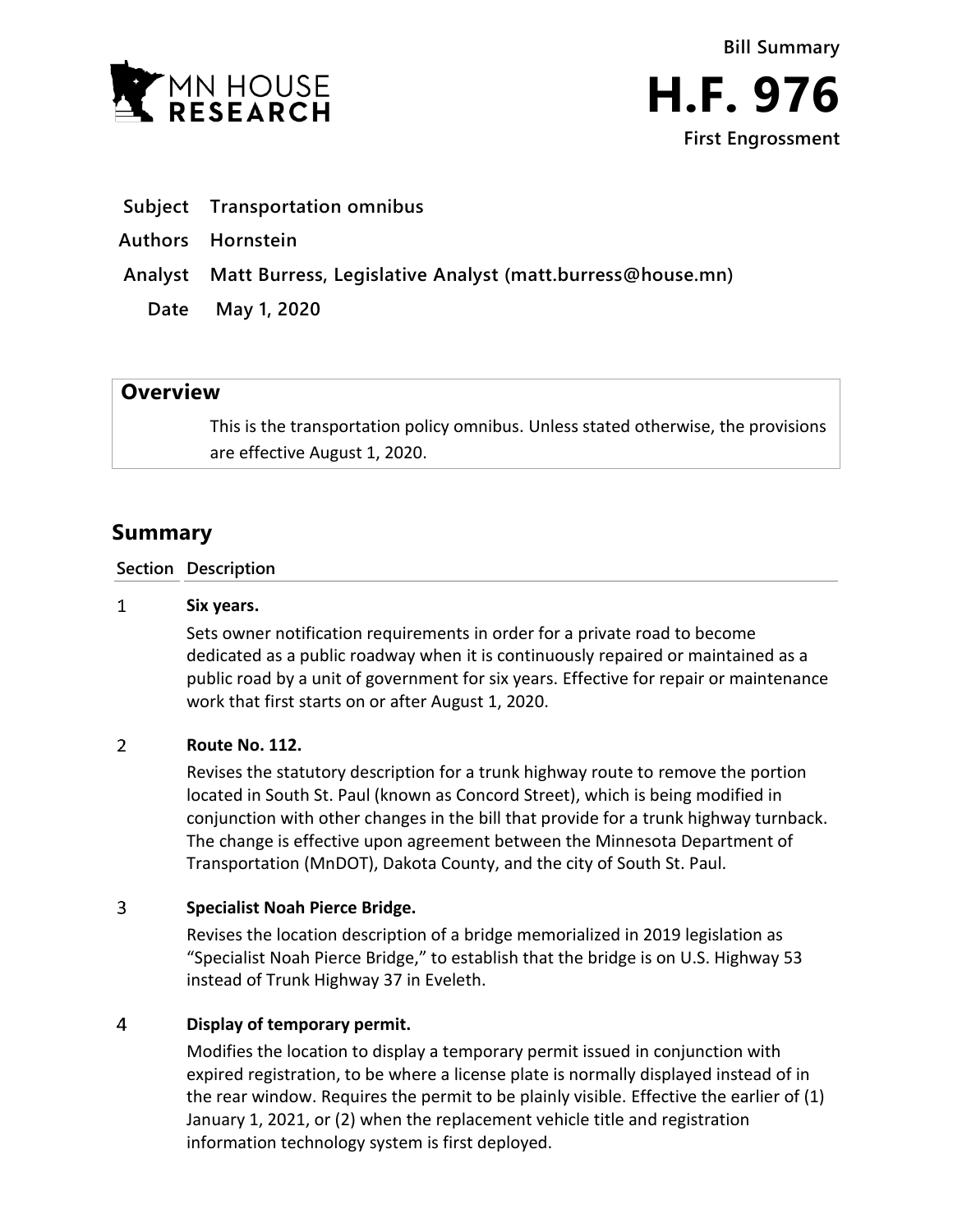MN HOUSE RESEARCH

# Bill Summary

# H.F. 976

**First Engrossment**

| | |
|---|---|
| **Subject** | **Transportation omnibus** |
| **Authors** | **Hornstein** |
| **Analyst** | **Matt Burress, Legislative Analyst (matt.burress@house.mn)** |
| **Date** | **May 1, 2020** |

## Overview

This is the transportation policy omnibus. Unless stated otherwise, the provisions are effective August 1, 2020.

## Summary

| Section | Description |
|---|---|
| 1 | **Six years.**<br>Sets owner notification requirements in order for a private road to become dedicated as a public roadway when it is continuously repaired or maintained as a public road by a unit of government for six years. Effective for repair or maintenance work that first starts on or after August 1, 2020. |
| 2 | **Route No. 112.**<br>Revises the statutory description for a trunk highway route to remove the portion located in South St. Paul (known as Concord Street), which is being modified in conjunction with other changes in the bill that provide for a trunk highway turnback. The change is effective upon agreement between the Minnesota Department of Transportation (MnDOT), Dakota County, and the city of South St. Paul. |
| 3 | **Specialist Noah Pierce Bridge.**<br>Revises the location description of a bridge memorialized in 2019 legislation as "Specialist Noah Pierce Bridge," to establish that the bridge is on U.S. Highway 53 instead of Trunk Highway 37 in Eveleth. |
| 4 | **Display of temporary permit.**<br>Modifies the location to display a temporary permit issued in conjunction with expired registration, to be where a license plate is normally displayed instead of in the rear window. Requires the permit to be plainly visible. Effective the earlier of (1) January 1, 2021, or (2) when the replacement vehicle title and registration information technology system is first deployed. |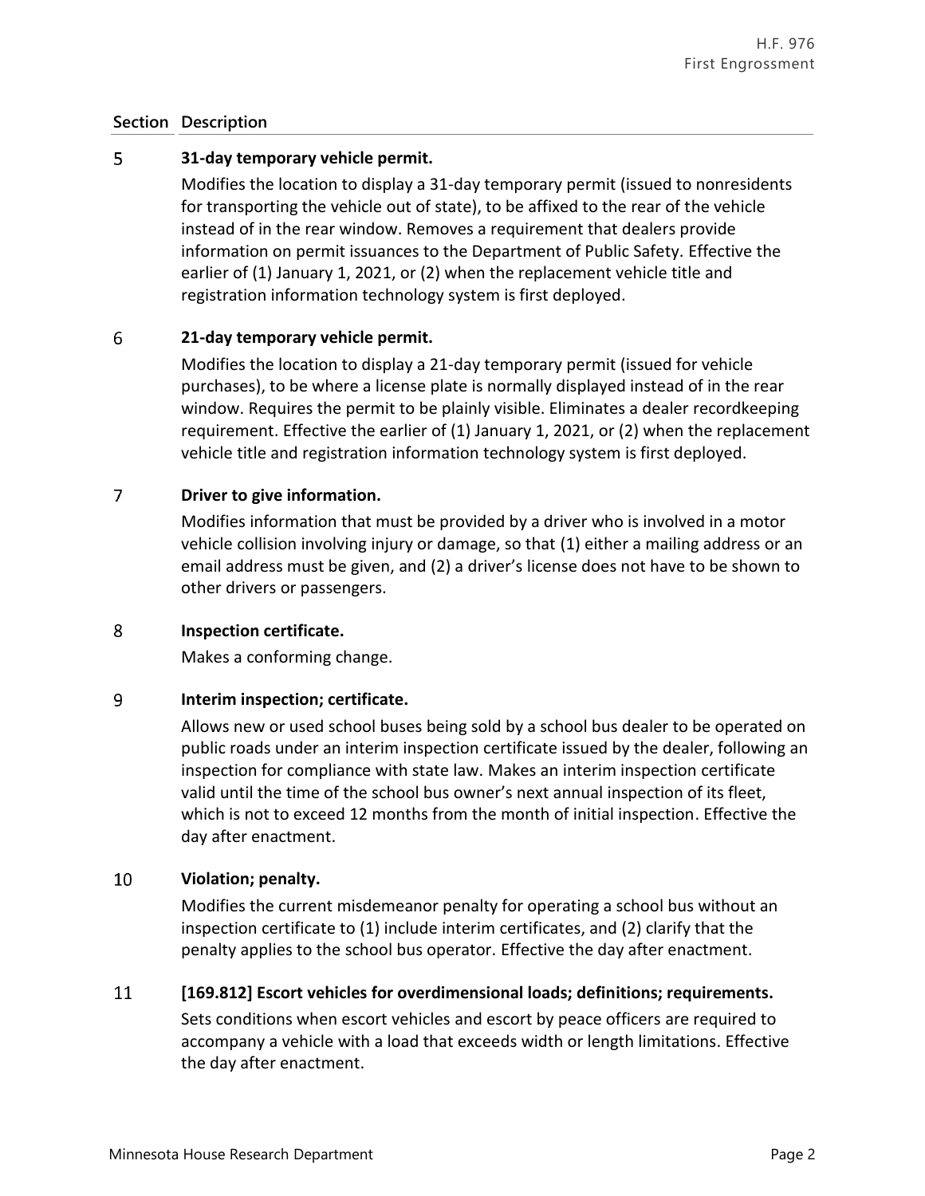| Section | Description |
|---|---|
| 5 | **31-day temporary vehicle permit.** Modifies the location to display a 31-day temporary permit (issued to nonresidents for transporting the vehicle out of state), to be affixed to the rear of the vehicle instead of in the rear window. Removes a requirement that dealers provide information on permit issuances to the Department of Public Safety. Effective the earlier of (1) January 1, 2021, or (2) when the replacement vehicle title and registration information technology system is first deployed. |
| 6 | **21-day temporary vehicle permit.** Modifies the location to display a 21-day temporary permit (issued for vehicle purchases), to be where a license plate is normally displayed instead of in the rear window. Requires the permit to be plainly visible. Eliminates a dealer recordkeeping requirement. Effective the earlier of (1) January 1, 2021, or (2) when the replacement vehicle title and registration information technology system is first deployed. |
| 7 | **Driver to give information.** Modifies information that must be provided by a driver who is involved in a motor vehicle collision involving injury or damage, so that (1) either a mailing address or an email address must be given, and (2) a driver's license does not have to be shown to other drivers or passengers. |
| 8 | **Inspection certificate.** Makes a conforming change. |
| 9 | **Interim inspection; certificate.** Allows new or used school buses being sold by a school bus dealer to be operated on public roads under an interim inspection certificate issued by the dealer, following an inspection for compliance with state law. Makes an interim inspection certificate valid until the time of the school bus owner's next annual inspection of its fleet, which is not to exceed 12 months from the month of initial inspection. Effective the day after enactment. |
| 10 | **Violation; penalty.** Modifies the current misdemeanor penalty for operating a school bus without an inspection certificate to (1) include interim certificates, and (2) clarify that the penalty applies to the school bus operator. Effective the day after enactment. |
| 11 | **[169.812] Escort vehicles for overdimensional loads; definitions; requirements.** Sets conditions when escort vehicles and escort by peace officers are required to accompany a vehicle with a load that exceeds width or length limitations. Effective the day after enactment. |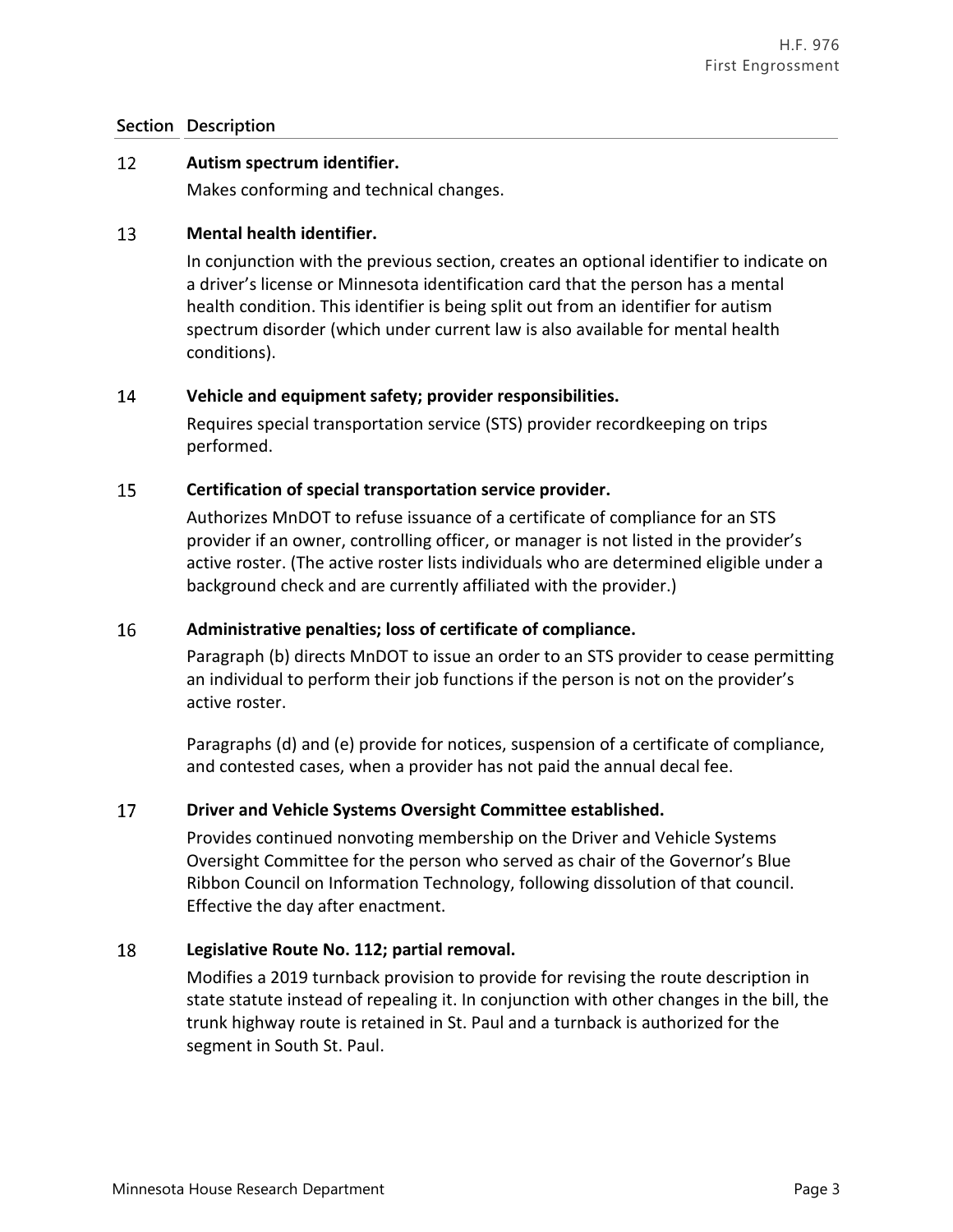| Section | Description |
|---|---|
| 12 | **Autism spectrum identifier.**<br>Makes conforming and technical changes. |
| 13 | **Mental health identifier.**<br>In conjunction with the previous section, creates an optional identifier to indicate on a driver's license or Minnesota identification card that the person has a mental health condition. This identifier is being split out from an identifier for autism spectrum disorder (which under current law is also available for mental health conditions). |
| 14 | **Vehicle and equipment safety; provider responsibilities.**<br>Requires special transportation service (STS) provider recordkeeping on trips performed. |
| 15 | **Certification of special transportation service provider.**<br>Authorizes MnDOT to refuse issuance of a certificate of compliance for an STS provider if an owner, controlling officer, or manager is not listed in the provider's active roster. (The active roster lists individuals who are determined eligible under a background check and are currently affiliated with the provider.) |
| 16 | **Administrative penalties; loss of certificate of compliance.**<br>Paragraph (b) directs MnDOT to issue an order to an STS provider to cease permitting an individual to perform their job functions if the person is not on the provider's active roster.<br><br>Paragraphs (d) and (e) provide for notices, suspension of a certificate of compliance, and contested cases, when a provider has not paid the annual decal fee. |
| 17 | **Driver and Vehicle Systems Oversight Committee established.**<br>Provides continued nonvoting membership on the Driver and Vehicle Systems Oversight Committee for the person who served as chair of the Governor's Blue Ribbon Council on Information Technology, following dissolution of that council. Effective the day after enactment. |
| 18 | **Legislative Route No. 112; partial removal.**<br>Modifies a 2019 turnback provision to provide for revising the route description in state statute instead of repealing it. In conjunction with other changes in the bill, the trunk highway route is retained in St. Paul and a turnback is authorized for the segment in South St. Paul. |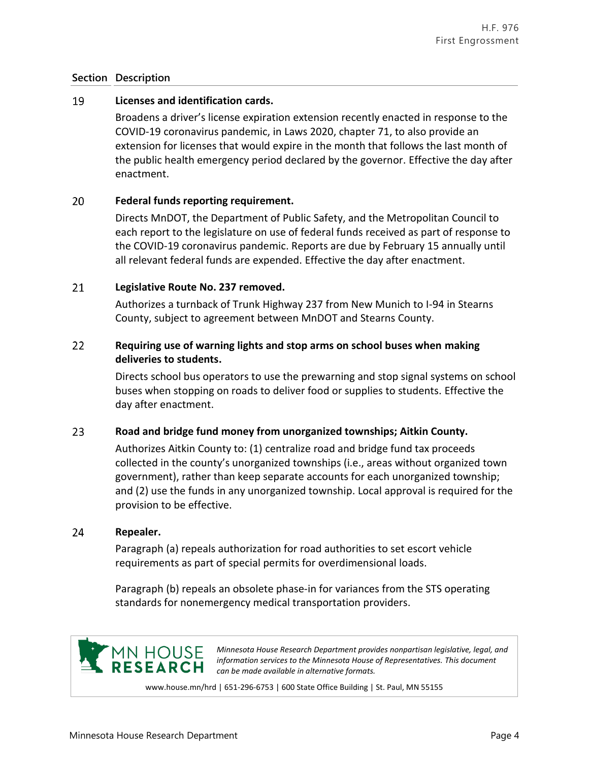| Section | Description |
|---|---|
| 19 | **Licenses and identification cards.**<br><br>Broadens a driver's license expiration extension recently enacted in response to the COVID-19 coronavirus pandemic, in Laws 2020, chapter 71, to also provide an extension for licenses that would expire in the month that follows the last month of the public health emergency period declared by the governor. Effective the day after enactment. |
| 20 | **Federal funds reporting requirement.**<br><br>Directs MnDOT, the Department of Public Safety, and the Metropolitan Council to each report to the legislature on use of federal funds received as part of response to the COVID-19 coronavirus pandemic. Reports are due by February 15 annually until all relevant federal funds are expended. Effective the day after enactment. |
| 21 | **Legislative Route No. 237 removed.**<br><br>Authorizes a turnback of Trunk Highway 237 from New Munich to I-94 in Stearns County, subject to agreement between MnDOT and Stearns County. |
| 22 | **Requiring use of warning lights and stop arms on school buses when making deliveries to students.**<br><br>Directs school bus operators to use the prewarning and stop signal systems on school buses when stopping on roads to deliver food or supplies to students. Effective the day after enactment. |
| 23 | **Road and bridge fund money from unorganized townships; Aitkin County.**<br><br>Authorizes Aitkin County to: (1) centralize road and bridge fund tax proceeds collected in the county's unorganized townships (i.e., areas without organized town government), rather than keep separate accounts for each unorganized township; and (2) use the funds in any unorganized township. Local approval is required for the provision to be effective. |
| 24 | **Repealer.**<br><br>Paragraph (a) repeals authorization for road authorities to set escort vehicle requirements as part of special permits for overdimensional loads.<br><br>Paragraph (b) repeals an obsolete phase-in for variances from the STS operating standards for nonemergency medical transportation providers. |

MN HOUSE RESEARCH

*Minnesota House Research Department provides nonpartisan legislative, legal, and information services to the Minnesota House of Representatives. This document can be made available in alternative formats.*

www.house.mn/hrd | 651-296-6753 | 600 State Office Building | St. Paul, MN 55155